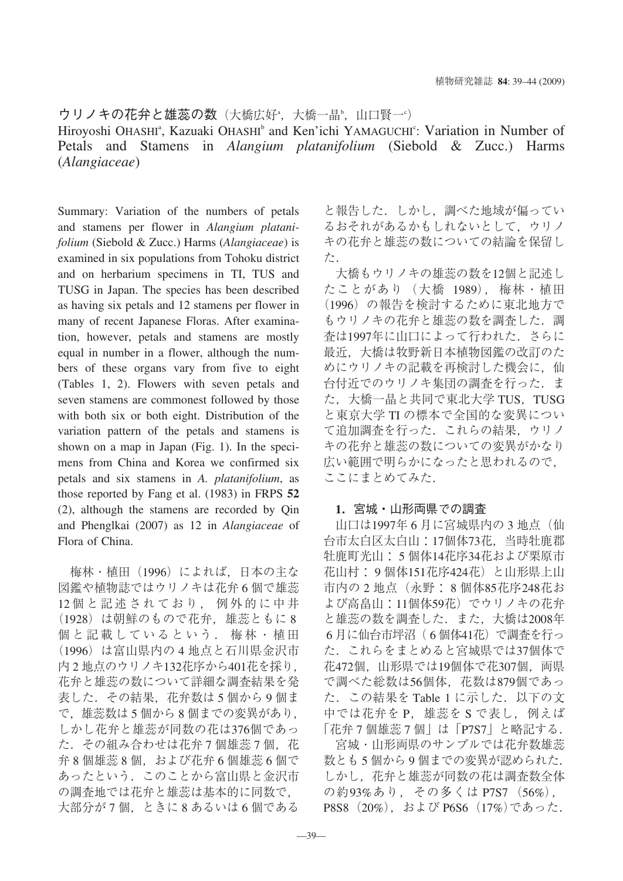# ウリノキの花弁と雄蕊の数（大橋広好[a]，大橋一晶[b]，山口賢一[c]）

Hiroyoshi OHASHI[a], Kazuaki OHASHI[b] and Ken'ichi YAMAGUCHI[c]: Variation in Number of Petals and Stamens in *Alangium platanifolium* (Siebold & Zucc.) Harms (*Alangiaceae*)

Summary: Variation of the numbers of petals and stamens per flower in *Alangium platanifolium* (Siebold & Zucc.) Harms (*Alangiaceae*) is examined in six populations from Tohoku district and on herbarium specimens in TI, TUS and TUSG in Japan. The species has been described as having six petals and 12 stamens per flower in many of recent Japanese Floras. After examination, however, petals and stamens are mostly equal in number in a flower, although the numbers of these organs vary from five to eight (Tables 1, 2). Flowers with seven petals and seven stamens are commonest followed by those with both six or both eight. Distribution of the variation pattern of the petals and stamens is shown on a map in Japan (Fig. 1). In the specimens from China and Korea we confirmed six petals and six stamens in *A. platanifolium*, as those reported by Fang et al. (1983) in FRPS **52** (2), although the stamens are recorded by Qin and Phenglkai (2007) as 12 in *Alangiaceae* of Flora of China.

梅林・植田（1996）によれば，日本の主な図鑑や植物誌ではウリノキは花弁6個で雄蕊12個と記述されており，例外的に中井（1928）は朝鮮のもので花弁，雄蕊ともに8個と記載しているという．梅林・植田（1996）は富山県内の4地点と石川県金沢市内2地点のウリノキ132花序から401花を採り，花弁と雄蕊の数について詳細な調査結果を発表した．その結果，花弁数は5個から9個まで，雄蕊数は5個から8個までの変異があり，しかし花弁と雄蕊が同数の花は376個であった．その組み合わせは花弁7個雄蕊7個，花弁8個雄蕊8個，および花弁6個雄蕊6個であったという．このことから富山県と金沢市の調査地では花弁と雄蕊は基本的に同数で，大部分が7個，ときに8あるいは6個であると報告した．しかし，調べた地域が偏っているおそれがあるかもしれないとして，ウリノキの花弁と雄蕊の数についての結論を保留した．

大橋もウリノキの雄蕊の数を12個と記述したことがあり（大橋 1989），梅林・植田（1996）の報告を検討するために東北地方でもウリノキの花弁と雄蕊の数を調査した．調査は1997年に山口によって行われた．さらに最近，大橋は牧野新日本植物図鑑の改訂のためにウリノキの記載を再検討した機会に，仙台付近でのウリノキ集団の調査を行った．また，大橋一晶と共同で東北大学TUS，TUSGと東京大学TIの標本で全国的な変異について追加調査を行った．これらの結果，ウリノキの花弁と雄蕊の数についての変異がかなり広い範囲で明らかになったと思われるので，ここにまとめてみた．

## 1．宮城・山形両県での調査

山口は1997年6月に宮城県内の3地点（仙台市太白区太白山：17個体73花，当時牡鹿郡牡鹿町光山：5個体14花序34花および栗原市花山村：9個体151花序424花）と山形県上山市内の2地点（永野：8個体85花序248花および高畠山：11個体59花）でウリノキの花弁と雄蕊の数を調査した．また，大橋は2008年6月に仙台市坪沼（6個体41花）で調査を行った．これらをまとめると宮城県では37個体で花472個，山形県では19個体で花307個，両県で調べた総数は56個体，花数は879個であった．この結果をTable 1に示した．以下の文中では花弁をP，雄蕊をSで表し，例えば「花弁7個雄蕊7個」は「P7S7」と略記する．

宮城・山形両県のサンプルでは花弁数雄蕊数とも5個から9個までの変異が認められた．しかし，花弁と雄蕊が同数の花は調査数全体の約93%あり，その多くはP7S7（56%），P8S8（20%），およびP6S6（17%）であった．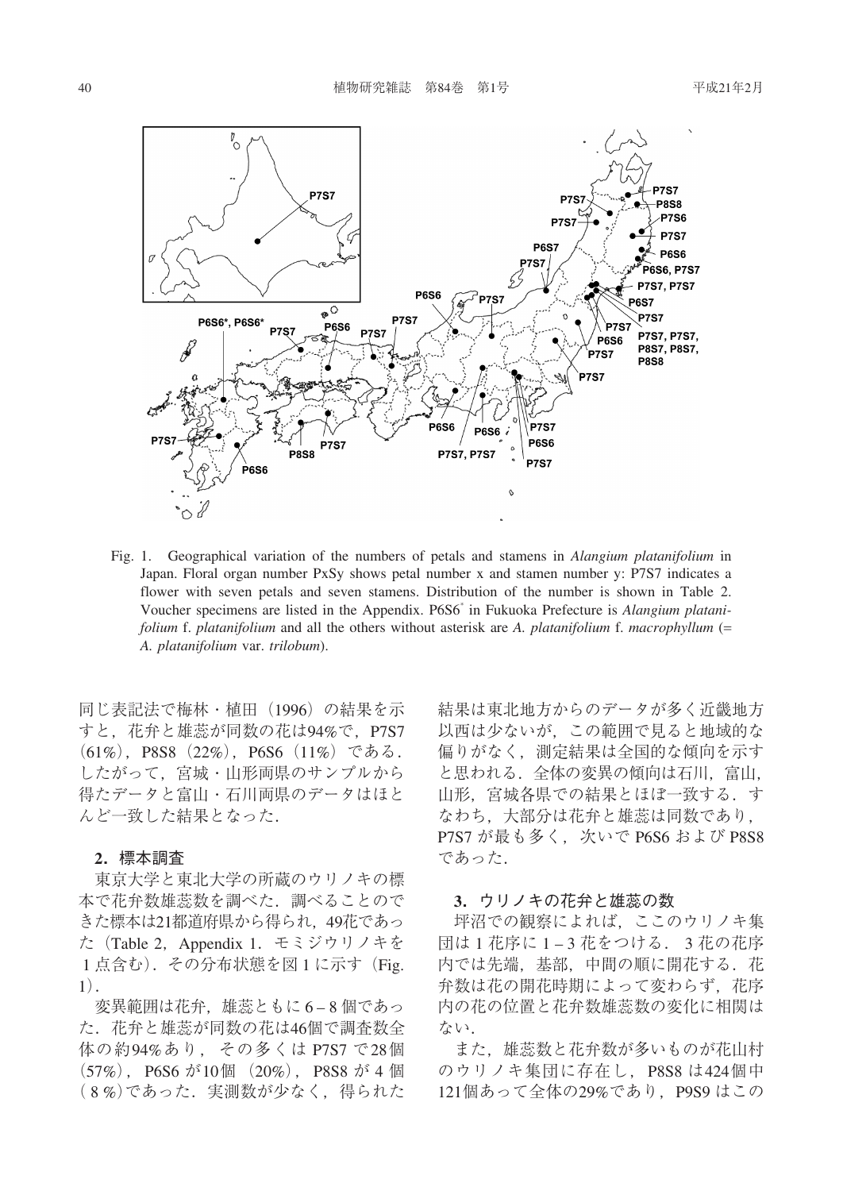Fig. 1. Geographical variation of the numbers of petals and stamens in *Alangium platanifolium* in Japan. Floral organ number PxSy shows petal number x and stamen number y: P7S7 indicates a flower with seven petals and seven stamens. Distribution of the number is shown in Table 2. Voucher specimens are listed in the Appendix. P6S6* in Fukuoka Prefecture is *Alangium platanifolium* f. *platanifolium* and all the others without asterisk are *A. platanifolium* f. *macrophyllum* (= *A. platanifolium* var. *trilobum*).

同じ表記法で梅林・植田（1996）の結果を示すと，花弁と雄蕊が同数の花は94%で，P7S7（61%），P8S8（22%），P6S6（11%）である．したがって，宮城・山形両県のサンプルから得たデータと富山・石川両県のデータはほとんど一致した結果となった．

### 2．標本調査

東京大学と東北大学の所蔵のウリノキの標本で花弁数雄蕊数を調べた．調べることのできた標本は21都道府県から得られ，49花であった（Table 2，Appendix 1．モミジウリノキを1点含む）．その分布状態を図1に示す（Fig. 1）．

変異範囲は花弁，雄蕊ともに6－8個であった．花弁と雄蕊が同数の花は46個で調査数全体の約94%あり，その多くは P7S7 で28個（57%），P6S6 が10個（20%），P8S8 が4個（8%）であった．実測数が少なく，得られた結果は東北地方からのデータが多く近畿地方以西は少ないが，この範囲で見ると地域的な偏りがなく，測定結果は全国的な傾向を示すと思われる．全体の変異の傾向は石川，富山，山形，宮城各県での結果とほぼ一致する．すなわち，大部分は花弁と雄蕊は同数であり，P7S7 が最も多く，次いで P6S6 および P8S8 であった．

### 3．ウリノキの花弁と雄蕊の数

坪沼での観察によれば，ここのウリノキ集団は1花序に1－3花をつける．3花の花序内では先端，基部，中間の順に開花する．花弁数は花の開花時期によって変わらず，花序内の花の位置と花弁数雄蕊数の変化に相関はない．

また，雄蕊数と花弁数が多いものが花山村のウリノキ集団に存在し，P8S8 は424個中121個あって全体の29%であり，P9S9 はこの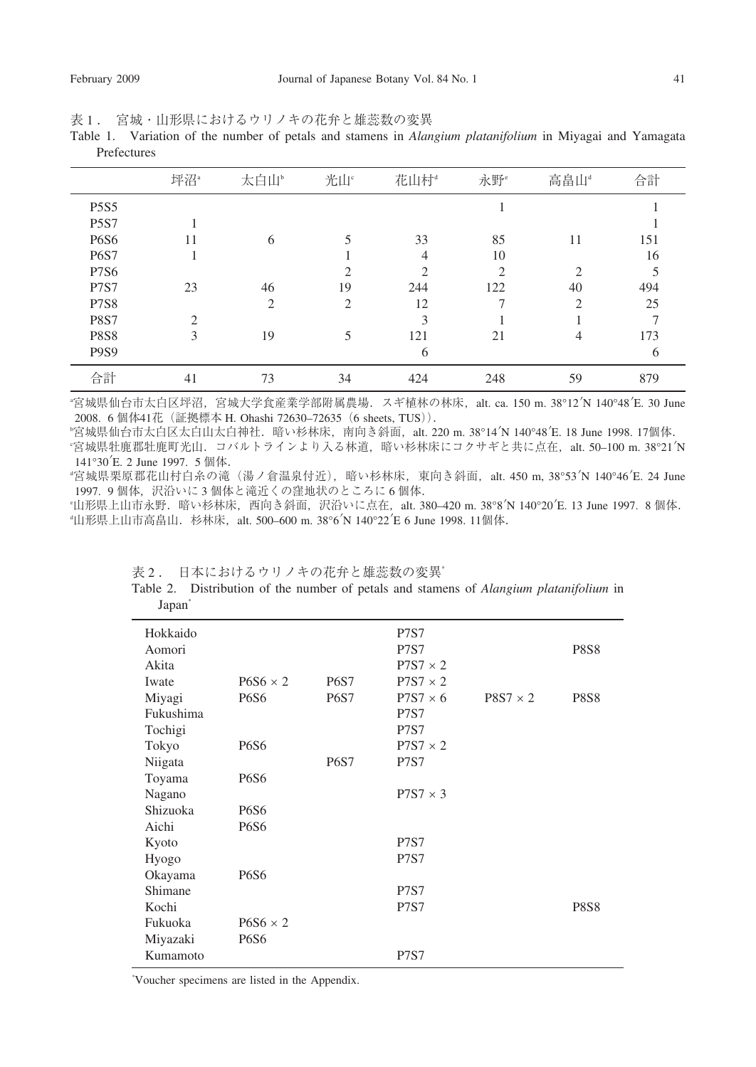表1．宮城・山形県におけるウリノキの花弁と雄蕊数の変異

Table 1. Variation of the number of petals and stamens in *Alangium platanifolium* in Miyagai and Yamagata Prefectures

| | 坪沼[a] | 太白山[b] | 光山[c] | 花山村[d] | 永野[e] | 高畠山[d] | 合計 |
|---|---|---|---|---|---|---|---|
| P5S5 | | | | | 1 | | 1 |
| P5S7 | 1 | | | | | | 1 |
| P6S6 | 11 | 6 | 5 | 33 | 85 | 11 | 151 |
| P6S7 | 1 | | 1 | 4 | 10 | | 16 |
| P7S6 | | | 2 | 2 | 2 | 2 | 5 |
| P7S7 | 23 | 46 | 19 | 244 | 122 | 40 | 494 |
| P7S8 | | 2 | 2 | 12 | 7 | 2 | 25 |
| P8S7 | 2 | | | 3 | 1 | 1 | 7 |
| P8S8 | 3 | 19 | 5 | 121 | 21 | 4 | 173 |
| P9S9 | | | | 6 | | | 6 |
| 合計 | 41 | 73 | 34 | 424 | 248 | 59 | 879 |

[a]宮城県仙台市太白区坪沼，宮城大学食産業学部附属農場．スギ植林の林床，alt. ca. 150 m. 38°12′N 140°48′E. 30 June 2008. 6 個体41花（証拠標本 H. Ohashi 72630–72635（6 sheets, TUS））.

[b]宮城県仙台市太白区太白山太白神社．暗い杉林床，南向き斜面，alt. 220 m. 38°14′N 140°48′E. 18 June 1998. 17個体.

[c]宮城県牡鹿郡牡鹿町光山．コバルトラインより入る林道，暗い杉林床にコクサギと共に点在，alt. 50–100 m. 38°21′N 141°30′E. 2 June 1997. 5 個体.

[d]宮城県栗原郡花山村白糸の滝（湯ノ倉温泉付近），暗い杉林床，東向き斜面，alt. 450 m, 38°53′N 140°46′E. 24 June 1997. 9 個体，沢沿いに 3 個体と滝近くの窪地状のところに 6 個体.

[e]山形県上山市永野．暗い杉林床，西向き斜面，沢沿いに点在，alt. 380–420 m. 38°8′N 140°20′E. 13 June 1997. 8 個体.

[d]山形県上山市高畠山．杉林床，alt. 500–600 m. 38°6′N 140°22′E 6 June 1998. 11個体.

表2．日本におけるウリノキの花弁と雄蕊数の変異[*]

Table 2. Distribution of the number of petals and stamens of *Alangium platanifolium* in Japan[*]

| | | | | | |
|---|---|---|---|---|---|
| Hokkaido | | | P7S7 | | |
| Aomori | | | P7S7 | | P8S8 |
| Akita | | | P7S7 × 2 | | |
| Iwate | P6S6 × 2 | P6S7 | P7S7 × 2 | | |
| Miyagi | P6S6 | P6S7 | P7S7 × 6 | P8S7 × 2 | P8S8 |
| Fukushima | | | P7S7 | | |
| Tochigi | | | P7S7 | | |
| Tokyo | P6S6 | | P7S7 × 2 | | |
| Niigata | | P6S7 | P7S7 | | |
| Toyama | P6S6 | | | | |
| Nagano | | | P7S7 × 3 | | |
| Shizuoka | P6S6 | | | | |
| Aichi | P6S6 | | | | |
| Kyoto | | | P7S7 | | |
| Hyogo | | | P7S7 | | |
| Okayama | P6S6 | | | | |
| Shimane | | | P7S7 | | |
| Kochi | | | P7S7 | | P8S8 |
| Fukuoka | P6S6 × 2 | | | | |
| Miyazaki | P6S6 | | | | |
| Kumamoto | | | P7S7 | | |

[*]Voucher specimens are listed in the Appendix.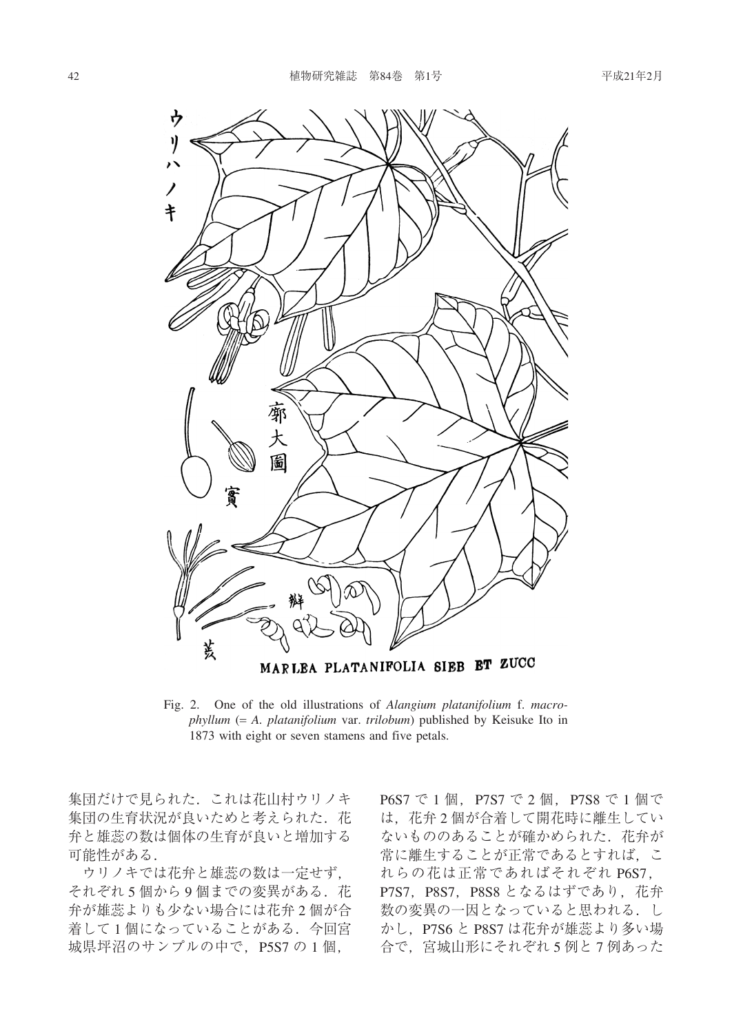Fig. 2. One of the old illustrations of *Alangium platanifolium* f. *macrophyllum* (= *A. platanifolium* var. *trilobum*) published by Keisuke Ito in 1873 with eight or seven stamens and five petals.

集団だけで見られた．これは花山村ウリノキ集団の生育状況が良いためと考えられた．花弁と雄蕊の数は個体の生育が良いと増加する可能性がある．

ウリノキでは花弁と雄蕊の数は一定せず，それぞれ 5 個から 9 個までの変異がある．花弁が雄蕊よりも少ない場合には花弁 2 個が合着して 1 個になっていることがある．今回宮城県坪沼のサンプルの中で，P5S7 の 1 個，P6S7 で 1 個，P7S7 で 2 個，P7S8 で 1 個では，花弁 2 個が合着して開花時に離生していないもののあることが確かめられた．花弁が常に離生することが正常であるとすれば，これらの花は正常であればそれぞれ P6S7，P7S7，P8S7，P8S8 となるはずであり，花弁数の変異の一因となっていると思われる．しかし，P7S6 と P8S7 は花弁が雄蕊より多い場合で，宮城山形にそれぞれ 5 例と 7 例あった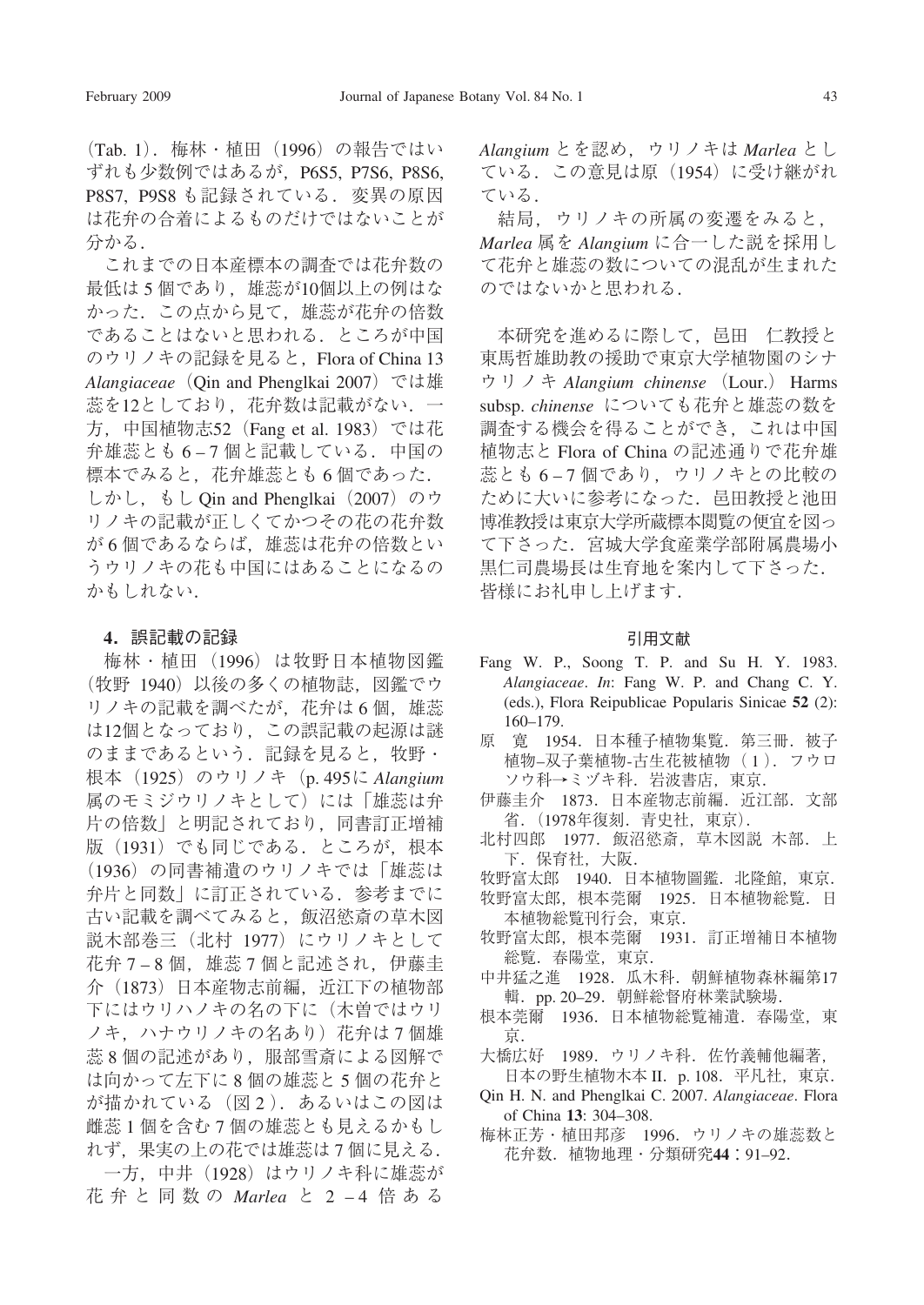（Tab. 1）．梅林・植田（1996）の報告ではいずれも少数例ではあるが，P6S5, P7S6, P8S6, P8S7, P9S8 も記録されている．変異の原因は花弁の合着によるものだけではないことが分かる．

これまでの日本産標本の調査では花弁数の最低は5個であり，雄蕊が10個以上の例はなかった．この点から見て，雄蕊が花弁の倍数であることはないと思われる．ところが中国のウリノキの記録を見ると，Flora of China 13 *Alangiaceae*（Qin and Phengklai 2007）では雄蕊を12としており，花弁数は記載がない．一方，中国植物志52（Fang et al. 1983）では花弁雄蕊とも6–7個と記載している．中国の標本でみると，花弁雄蕊とも6個であった．しかし，もしQin and Phengklai（2007）のウリノキの記載が正しくてかつその花の花弁数が6個であるならば，雄蕊は花弁の倍数というウリノキの花も中国にはあることになるのかもしれない．

## 4．誤記載の記録

梅林・植田（1996）は牧野日本植物図鑑（牧野 1940）以後の多くの植物誌，図鑑でウリノキの記載を調べたが，花弁は6個，雄蕊は12個となっており，この誤記載の起源は謎のままであるという．記録を見ると，牧野・根本（1925）のウリノキ（p. 495に *Alangium* 属のモミジウリノキとして）には「雄蕊は弁片の倍数」と明記されており，同書訂正増補版（1931）でも同じである．ところが，根本（1936）の同書補遺のウリノキでは「雄蕊は弁片と同数」に訂正されている．参考までに古い記載を調べてみると，飯沼慾斎の草木図説木部巻三（北村 1977）にウリノキとして花弁7–8個，雄蕊7個と記述され，伊藤圭介（1873）日本産物志前編，近江下の植物部下にはウリハノキの名の下に（木曽ではウリノキ，ハナウリノキの名あり）花弁は7個雄蕊8個の記述があり，服部雪斎による図解では向かって左下に8個の雄蕊と5個の花弁とが描かれている（図2）．あるいはこの図は雌蕊1個を含む7個の雄蕊とも見えるかもしれず，果実の上の花では雄蕊は7個に見える．

一方，中井（1928）はウリノキ科に雄蕊が花弁と同数の *Marlea* と2–4倍ある *Alangium* とを認め，ウリノキは *Marlea* としている．この意見は原（1954）に受け継がれている．

結局，ウリノキの所属の変遷をみると，*Marlea* 属を *Alangium* に合一した説を採用して花弁と雄蕊の数についての混乱が生まれたのではないかと思われる．

本研究を進めるに際して，邑田　仁教授と東馬哲雄助教の援助で東京大学植物園のシナウリノキ *Alangium chinense*（Lour.）Harms subsp. *chinense* についても花弁と雄蕊の数を調査する機会を得ることができ，これは中国植物志と Flora of China の記述通りで花弁雄蕊とも6–7個であり，ウリノキとの比較のために大いに参考になった．邑田教授と池田博准教授は東京大学所蔵標本閲覧の便宜を図って下さった．宮城大学食産業学部附属農場小黒仁司農場長は生育地を案内して下さった．皆様にお礼申し上げます．

## 引用文献

- Fang W. P., Soong T. P. and Su H. Y. 1983. *Alangiaceae*. *In*: Fang W. P. and Chang C. Y. (eds.), Flora Reipublicae Popularis Sinicae **52** (2): 160–179.
- 原　寛　1954．日本種子植物集覧．第三冊．被子植物–双子葉植物-古生花被植物（1）．フウロソウ科→ミヅキ科．岩波書店，東京．
- 伊藤圭介　1873．日本産物志前編．近江部．文部省．（1978年復刻．青史社，東京）．
- 北村四郎　1977．飯沼慾斎，草木図説 木部．上下．保育社，大阪．
- 牧野富太郎　1940．日本植物圖鑑．北隆館，東京．
- 牧野富太郎，根本莞爾　1925．日本植物総覧．日本植物総覧刊行会，東京．
- 牧野富太郎，根本莞爾　1931．訂正増補日本植物総覧．春陽堂，東京．
- 中井猛之進　1928．瓜木科．朝鮮植物森林編第17輯．pp. 20–29．朝鮮総督府林業試験場．
- 根本莞爾　1936．日本植物総覧補遺．春陽堂，東京．
- 大橋広好　1989．ウリノキ科．佐竹義輔他編著，日本の野生植物木本 II．p. 108．平凡社，東京．
- Qin H. N. and Phengklai C. 2007. *Alangiaceae*. Flora of China **13**: 304–308.
- 梅林正芳・植田邦彦　1996．ウリノキの雄蕊数と花弁数．植物地理・分類研究**44**：91–92.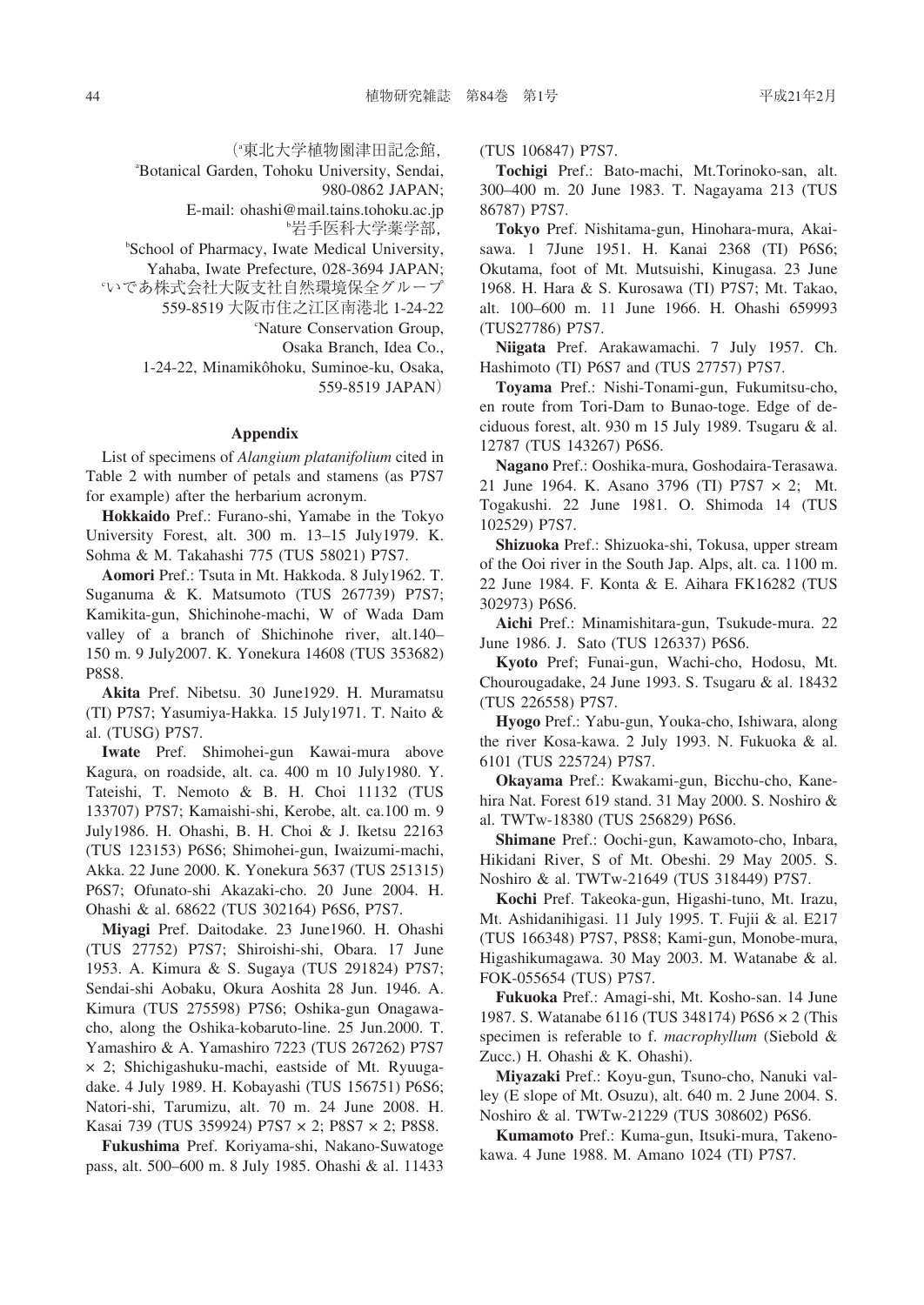（[a]東北大学植物園津田記念館，
[a]Botanical Garden, Tohoku University, Sendai, 980-0862 JAPAN;
E-mail: ohashi@mail.tains.tohoku.ac.jp
[b]岩手医科大学薬学部，
[b]School of Pharmacy, Iwate Medical University, Yahaba, Iwate Prefecture, 028-3694 JAPAN;
[c]いであ株式会社大阪支社自然環境保全グループ
559-8519 大阪市住之江区南港北 1-24-22
[c]Nature Conservation Group, Osaka Branch, Idea Co., 1-24-22, Minamikôhoku, Suminoe-ku, Osaka, 559-8519 JAPAN）

## Appendix

List of specimens of *Alangium platanifolium* cited in Table 2 with number of petals and stamens (as P7S7 for example) after the herbarium acronym.

**Hokkaido** Pref.: Furano-shi, Yamabe in the Tokyo University Forest, alt. 300 m. 13–15 July1979. K. Sohma & M. Takahashi 775 (TUS 58021) P7S7.

**Aomori** Pref.: Tsuta in Mt. Hakkoda. 8 July1962. T. Suganuma & K. Matsumoto (TUS 267739) P7S7; Kamikita-gun, Shichinohe-machi, W of Wada Dam valley of a branch of Shichinohe river, alt.140–150 m. 9 July2007. K. Yonekura 14608 (TUS 353682) P8S8.

**Akita** Pref. Nibetsu. 30 June1929. H. Muramatsu (TI) P7S7; Yasumiya-Hakka. 15 July1971. T. Naito & al. (TUSG) P7S7.

**Iwate** Pref. Shimohei-gun Kawai-mura above Kagura, on roadside, alt. ca. 400 m 10 July1980. Y. Tateishi, T. Nemoto & B. H. Choi 11132 (TUS 133707) P7S7; Kamaishi-shi, Kerobe, alt. ca.100 m. 9 July1986. H. Ohashi, B. H. Choi & J. Iketsu 22163 (TUS 123153) P6S6; Shimohei-gun, Iwaizumi-machi, Akka. 22 June 2000. K. Yonekura 5637 (TUS 251315) P6S7; Ofunato-shi Akazaki-cho. 20 June 2004. H. Ohashi & al. 68622 (TUS 302164) P6S6, P7S7.

**Miyagi** Pref. Daitodake. 23 June1960. H. Ohashi (TUS 27752) P7S7; Shiroishi-shi, Obara. 17 June 1953. A. Kimura & S. Sugaya (TUS 291824) P7S7; Sendai-shi Aobaku, Okura Aoshita 28 Jun. 1946. A. Kimura (TUS 275598) P7S6; Oshika-gun Onagawa-cho, along the Oshika-kobaruto-line. 25 Jun.2000. T. Yamashiro & A. Yamashiro 7223 (TUS 267262) P7S7 × 2; Shichigashuku-machi, eastside of Mt. Ryuugadake. 4 July 1989. H. Kobayashi (TUS 156751) P6S6; Natori-shi, Tarumizu, alt. 70 m. 24 June 2008. H. Kasai 739 (TUS 359924) P7S7 × 2; P8S7 × 2; P8S8.

**Fukushima** Pref. Koriyama-shi, Nakano-Suwatoge pass, alt. 500–600 m. 8 July 1985. Ohashi & al. 11433 (TUS 106847) P7S7.

**Tochigi** Pref.: Bato-machi, Mt.Torinoko-san, alt. 300–400 m. 20 June 1983. T. Nagayama 213 (TUS 86787) P7S7.

**Tokyo** Pref. Nishitama-gun, Hinohara-mura, Akaisawa. 1 7June 1951. H. Kanai 2368 (TI) P6S6; Okutama, foot of Mt. Mutsuishi, Kinugasa. 23 June 1968. H. Hara & S. Kurosawa (TI) P7S7; Mt. Takao, alt. 100–600 m. 11 June 1966. H. Ohashi 659993 (TUS27786) P7S7.

**Niigata** Pref. Arakawamachi. 7 July 1957. Ch. Hashimoto (TI) P6S7 and (TUS 27757) P7S7.

**Toyama** Pref.: Nishi-Tonami-gun, Fukumitsu-cho, en route from Tori-Dam to Bunao-toge. Edge of deciduous forest, alt. 930 m 15 July 1989. Tsugaru & al. 12787 (TUS 143267) P6S6.

**Nagano** Pref.: Ooshika-mura, Goshodaira-Terasawa. 21 June 1964. K. Asano 3796 (TI) P7S7 × 2; Mt. Togakushi. 22 June 1981. O. Shimoda 14 (TUS 102529) P7S7.

**Shizuoka** Pref.: Shizuoka-shi, Tokusa, upper stream of the Ooi river in the South Jap. Alps, alt. ca. 1100 m. 22 June 1984. F. Konta & E. Aihara FK16282 (TUS 302973) P6S6.

**Aichi** Pref.: Minamishitara-gun, Tsukude-mura. 22 June 1986. J. Sato (TUS 126337) P6S6.

**Kyoto** Pref; Funai-gun, Wachi-cho, Hodosu, Mt. Chourougadake, 24 June 1993. S. Tsugaru & al. 18432 (TUS 226558) P7S7.

**Hyogo** Pref.: Yabu-gun, Youka-cho, Ishiwara, along the river Kosa-kawa. 2 July 1993. N. Fukuoka & al. 6101 (TUS 225724) P7S7.

**Okayama** Pref.: Kwakami-gun, Bicchu-cho, Kanehira Nat. Forest 619 stand. 31 May 2000. S. Noshiro & al. TWTw-18380 (TUS 256829) P6S6.

**Shimane** Pref.: Oochi-gun, Kawamoto-cho, Inbara, Hikidani River, S of Mt. Obeshi. 29 May 2005. S. Noshiro & al. TWTw-21649 (TUS 318449) P7S7.

**Kochi** Pref. Takeoka-gun, Higashi-tuno, Mt. Irazu, Mt. Ashidanihigasi. 11 July 1995. T. Fujii & al. E217 (TUS 166348) P7S7, P8S8; Kami-gun, Monobe-mura, Higashikumagawa. 30 May 2003. M. Watanabe & al. FOK-055654 (TUS) P7S7.

**Fukuoka** Pref.: Amagi-shi, Mt. Kosho-san. 14 June 1987. S. Watanabe 6116 (TUS 348174) P6S6 × 2 (This specimen is referable to f. *macrophyllum* (Siebold & Zucc.) H. Ohashi & K. Ohashi).

**Miyazaki** Pref.: Koyu-gun, Tsuno-cho, Nanuki valley (E slope of Mt. Osuzu), alt. 640 m. 2 June 2004. S. Noshiro & al. TWTw-21229 (TUS 308602) P6S6.

**Kumamoto** Pref.: Kuma-gun, Itsuki-mura, Takenokawa. 4 June 1988. M. Amano 1024 (TI) P7S7.